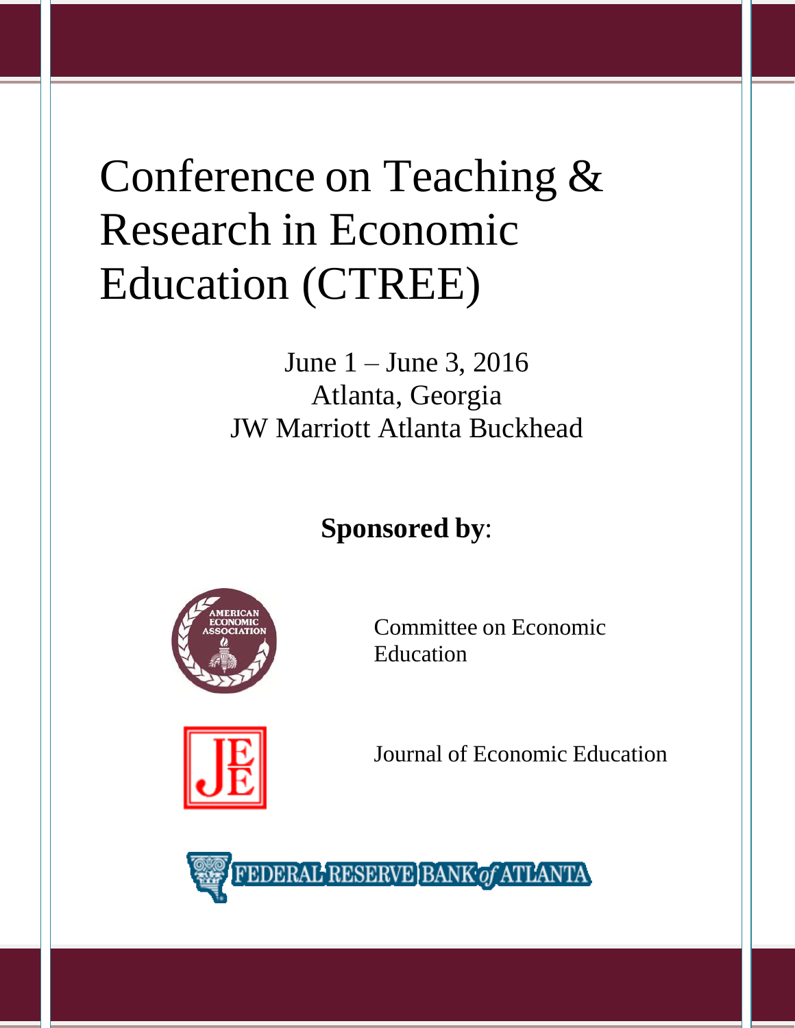# Conference on Teaching & Research in Economic Education (CTREE)

June 1 – June 3, 2016
Atlanta, Georgia
JW Marriott Atlanta Buckhead

**Sponsored by**:

Committee on Economic Education

Journal of Economic Education

FEDERAL RESERVE BANK of ATLANTA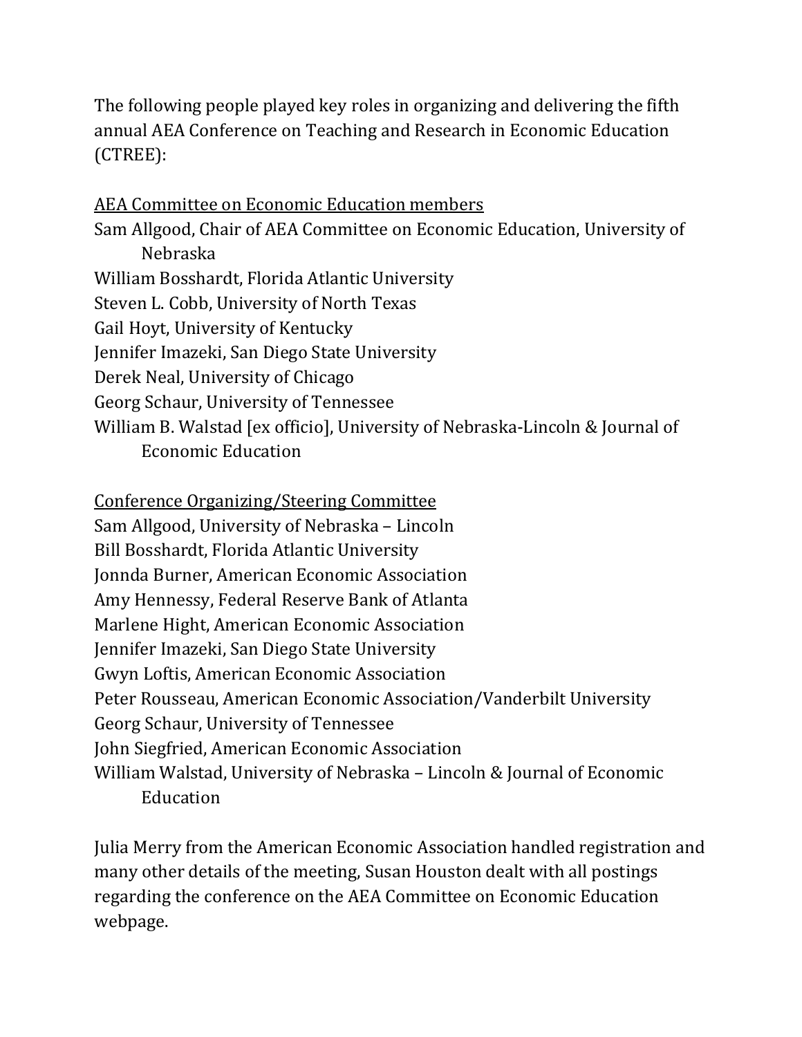The following people played key roles in organizing and delivering the fifth annual AEA Conference on Teaching and Research in Economic Education (CTREE):

<u>AEA Committee on Economic Education members</u>

Sam Allgood, Chair of AEA Committee on Economic Education, University of Nebraska
William Bosshardt, Florida Atlantic University
Steven L. Cobb, University of North Texas
Gail Hoyt, University of Kentucky
Jennifer Imazeki, San Diego State University
Derek Neal, University of Chicago
Georg Schaur, University of Tennessee
William B. Walstad [ex officio], University of Nebraska-Lincoln & Journal of Economic Education

<u>Conference Organizing/Steering Committee</u>

Sam Allgood, University of Nebraska – Lincoln
Bill Bosshardt, Florida Atlantic University
Jonnda Burner, American Economic Association
Amy Hennessy, Federal Reserve Bank of Atlanta
Marlene Hight, American Economic Association
Jennifer Imazeki, San Diego State University
Gwyn Loftis, American Economic Association
Peter Rousseau, American Economic Association/Vanderbilt University
Georg Schaur, University of Tennessee
John Siegfried, American Economic Association
William Walstad, University of Nebraska – Lincoln & Journal of Economic Education

Julia Merry from the American Economic Association handled registration and many other details of the meeting, Susan Houston dealt with all postings regarding the conference on the AEA Committee on Economic Education webpage.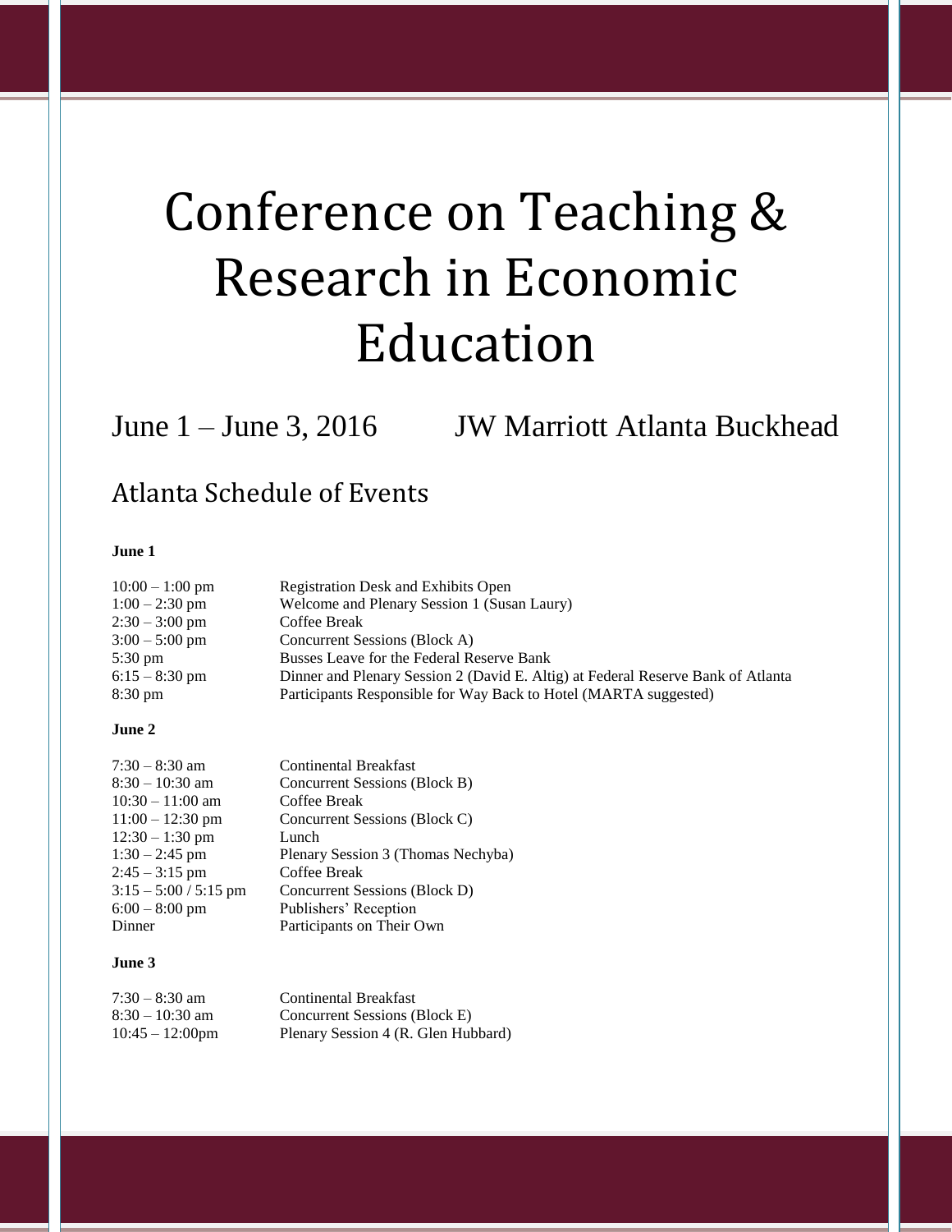# Conference on Teaching & Research in Economic Education

June 1 – June 3, 2016 JW Marriott Atlanta Buckhead

## Atlanta Schedule of Events

**June 1**

| | |
|---|---|
| 10:00 – 1:00 pm | Registration Desk and Exhibits Open |
| 1:00 – 2:30 pm | Welcome and Plenary Session 1 (Susan Laury) |
| 2:30 – 3:00 pm | Coffee Break |
| 3:00 – 5:00 pm | Concurrent Sessions (Block A) |
| 5:30 pm | Busses Leave for the Federal Reserve Bank |
| 6:15 – 8:30 pm | Dinner and Plenary Session 2 (David E. Altig) at Federal Reserve Bank of Atlanta |
| 8:30 pm | Participants Responsible for Way Back to Hotel (MARTA suggested) |

**June 2**

| | |
|---|---|
| 7:30 – 8:30 am | Continental Breakfast |
| 8:30 – 10:30 am | Concurrent Sessions (Block B) |
| 10:30 – 11:00 am | Coffee Break |
| 11:00 – 12:30 pm | Concurrent Sessions (Block C) |
| 12:30 – 1:30 pm | Lunch |
| 1:30 – 2:45 pm | Plenary Session 3 (Thomas Nechyba) |
| 2:45 – 3:15 pm | Coffee Break |
| 3:15 – 5:00 / 5:15 pm | Concurrent Sessions (Block D) |
| 6:00 – 8:00 pm | Publishers' Reception |
| Dinner | Participants on Their Own |

**June 3**

| | |
|---|---|
| 7:30 – 8:30 am | Continental Breakfast |
| 8:30 – 10:30 am | Concurrent Sessions (Block E) |
| 10:45 – 12:00pm | Plenary Session 4 (R. Glen Hubbard) |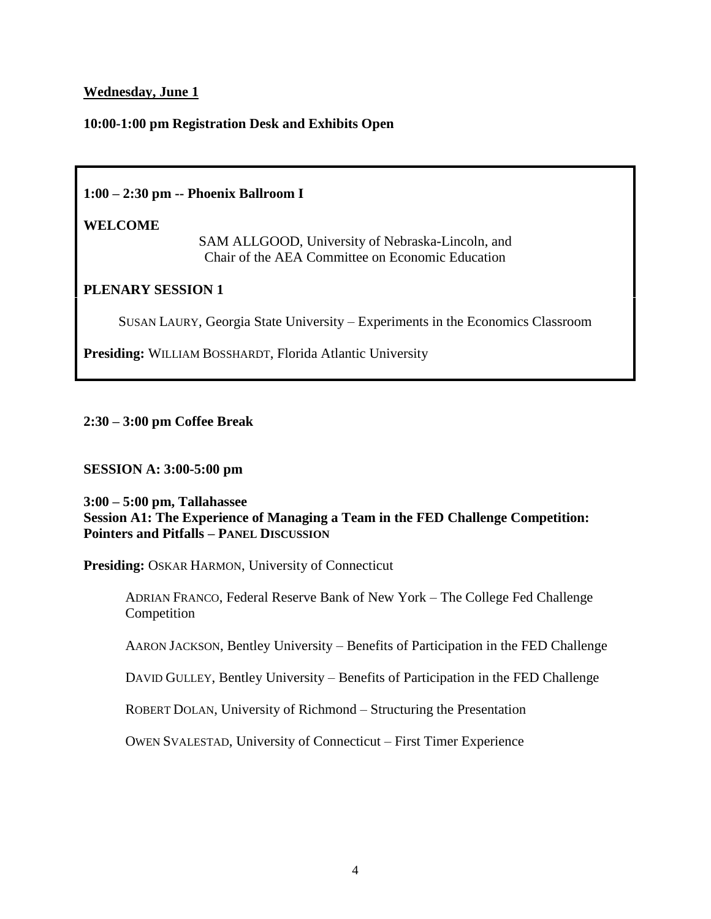**Wednesday, June 1**

**10:00-1:00 pm Registration Desk and Exhibits Open**

**1:00 – 2:30 pm -- Phoenix Ballroom I**

**WELCOME**

SAM ALLGOOD, University of Nebraska-Lincoln, and
Chair of the AEA Committee on Economic Education

**PLENARY SESSION 1**

SUSAN LAURY, Georgia State University – Experiments in the Economics Classroom

**Presiding:** WILLIAM BOSSHARDT, Florida Atlantic University

**2:30 – 3:00 pm Coffee Break**

**SESSION A: 3:00-5:00 pm**

**3:00 – 5:00 pm, Tallahassee**
**Session A1: The Experience of Managing a Team in the FED Challenge Competition: Pointers and Pitfalls – PANEL DISCUSSION**

**Presiding:** OSKAR HARMON, University of Connecticut

ADRIAN FRANCO, Federal Reserve Bank of New York – The College Fed Challenge Competition

AARON JACKSON, Bentley University – Benefits of Participation in the FED Challenge

DAVID GULLEY, Bentley University – Benefits of Participation in the FED Challenge

ROBERT DOLAN, University of Richmond – Structuring the Presentation

OWEN SVALESTAD, University of Connecticut – First Timer Experience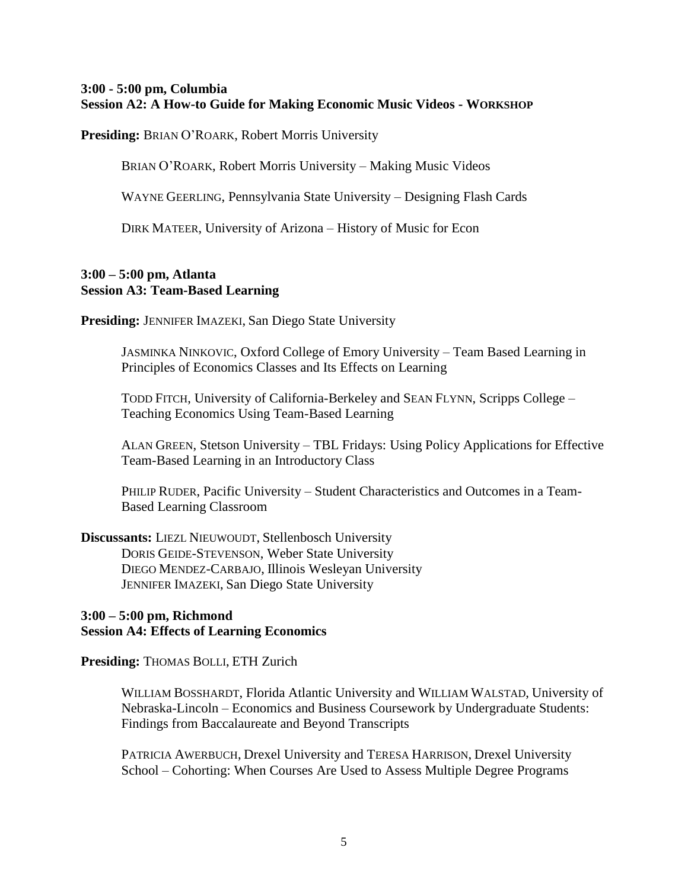**3:00 - 5:00 pm, Columbia**
**Session A2: A How-to Guide for Making Economic Music Videos - WORKSHOP**

**Presiding:** BRIAN O'ROARK, Robert Morris University

BRIAN O'ROARK, Robert Morris University – Making Music Videos

WAYNE GEERLING, Pennsylvania State University – Designing Flash Cards

DIRK MATEER, University of Arizona – History of Music for Econ

**3:00 – 5:00 pm, Atlanta**
**Session A3: Team-Based Learning**

**Presiding:** JENNIFER IMAZEKI, San Diego State University

JASMINKA NINKOVIC, Oxford College of Emory University – Team Based Learning in Principles of Economics Classes and Its Effects on Learning

TODD FITCH, University of California-Berkeley and SEAN FLYNN, Scripps College – Teaching Economics Using Team-Based Learning

ALAN GREEN, Stetson University – TBL Fridays: Using Policy Applications for Effective Team-Based Learning in an Introductory Class

PHILIP RUDER, Pacific University – Student Characteristics and Outcomes in a Team-Based Learning Classroom

**Discussants:** LIEZL NIEUWOUDT, Stellenbosch University
DORIS GEIDE-STEVENSON, Weber State University
DIEGO MENDEZ-CARBAJO, Illinois Wesleyan University
JENNIFER IMAZEKI, San Diego State University

**3:00 – 5:00 pm, Richmond**
**Session A4: Effects of Learning Economics**

**Presiding:** THOMAS BOLLI, ETH Zurich

WILLIAM BOSSHARDT, Florida Atlantic University and WILLIAM WALSTAD, University of Nebraska-Lincoln – Economics and Business Coursework by Undergraduate Students: Findings from Baccalaureate and Beyond Transcripts

PATRICIA AWERBUCH, Drexel University and TERESA HARRISON, Drexel University School – Cohorting: When Courses Are Used to Assess Multiple Degree Programs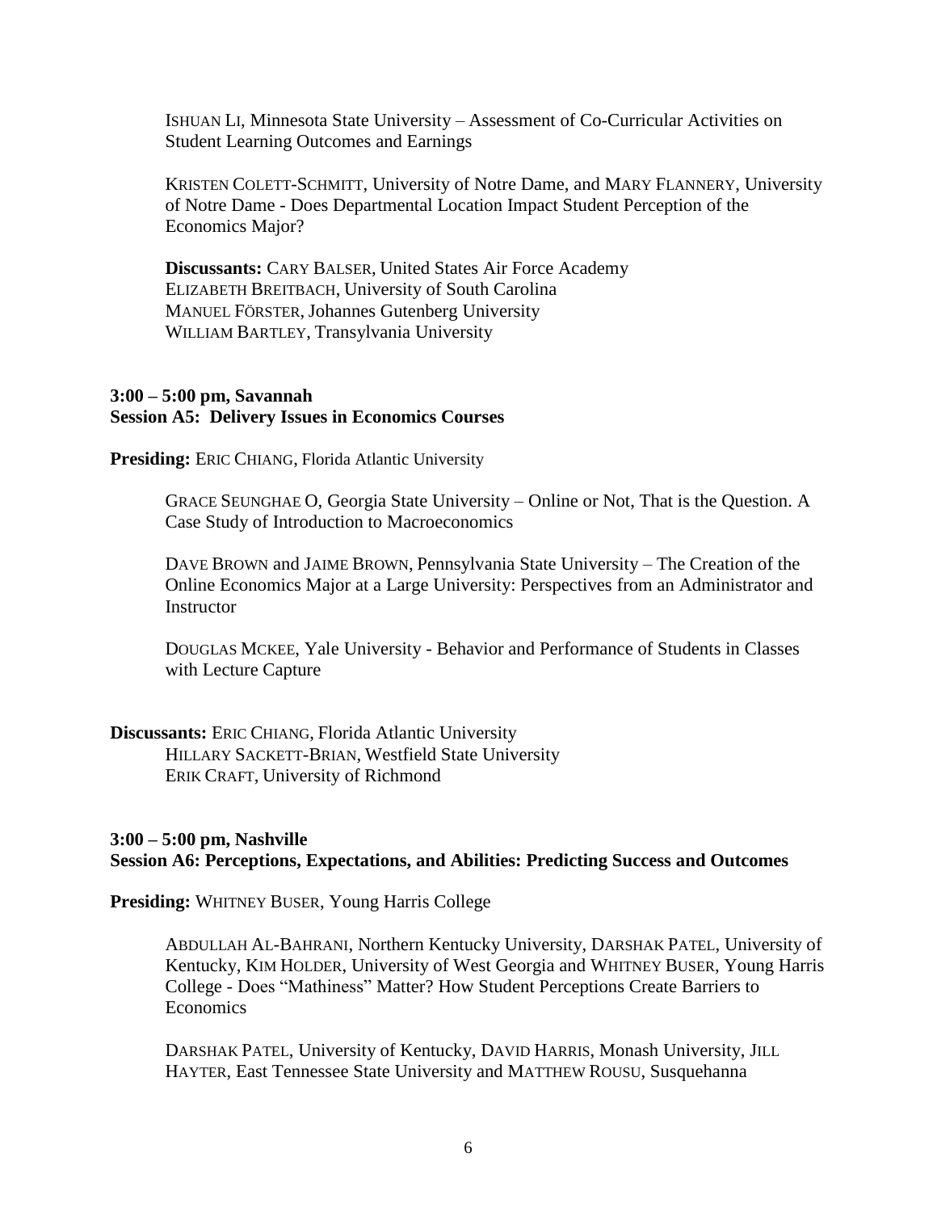ISHUAN LI, Minnesota State University – Assessment of Co-Curricular Activities on Student Learning Outcomes and Earnings

KRISTEN COLETT-SCHMITT, University of Notre Dame, and MARY FLANNERY, University of Notre Dame - Does Departmental Location Impact Student Perception of the Economics Major?

**Discussants:** CARY BALSER, United States Air Force Academy
ELIZABETH BREITBACH, University of South Carolina
MANUEL FÖRSTER, Johannes Gutenberg University
WILLIAM BARTLEY, Transylvania University

**3:00 – 5:00 pm, Savannah**
**Session A5: Delivery Issues in Economics Courses**

**Presiding:** ERIC CHIANG, Florida Atlantic University

GRACE SEUNGHAE O, Georgia State University – Online or Not, That is the Question. A Case Study of Introduction to Macroeconomics

DAVE BROWN and JAIME BROWN, Pennsylvania State University – The Creation of the Online Economics Major at a Large University: Perspectives from an Administrator and Instructor

DOUGLAS MCKEE, Yale University - Behavior and Performance of Students in Classes with Lecture Capture

**Discussants:** ERIC CHIANG, Florida Atlantic University
HILLARY SACKETT-BRIAN, Westfield State University
ERIK CRAFT, University of Richmond

**3:00 – 5:00 pm, Nashville**
**Session A6: Perceptions, Expectations, and Abilities: Predicting Success and Outcomes**

**Presiding:** WHITNEY BUSER, Young Harris College

ABDULLAH AL-BAHRANI, Northern Kentucky University, DARSHAK PATEL, University of Kentucky, KIM HOLDER, University of West Georgia and WHITNEY BUSER, Young Harris College - Does "Mathiness" Matter? How Student Perceptions Create Barriers to Economics

DARSHAK PATEL, University of Kentucky, DAVID HARRIS, Monash University, JILL HAYTER, East Tennessee State University and MATTHEW ROUSU, Susquehanna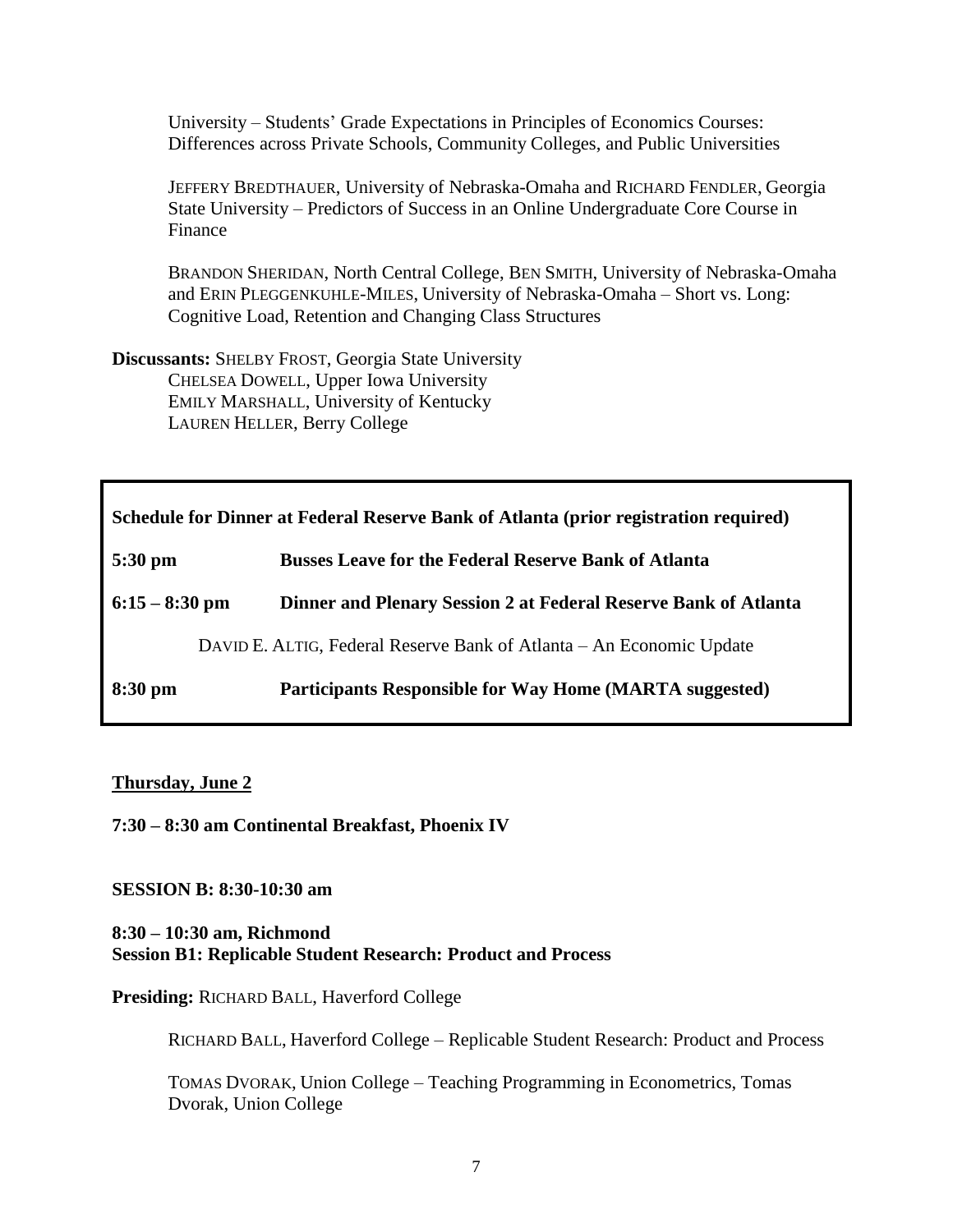University – Students' Grade Expectations in Principles of Economics Courses: Differences across Private Schools, Community Colleges, and Public Universities

JEFFERY BREDTHAUER, University of Nebraska-Omaha and RICHARD FENDLER, Georgia State University – Predictors of Success in an Online Undergraduate Core Course in Finance

BRANDON SHERIDAN, North Central College, BEN SMITH, University of Nebraska-Omaha and ERIN PLEGGENKUHLE-MILES, University of Nebraska-Omaha – Short vs. Long: Cognitive Load, Retention and Changing Class Structures

**Discussants:** SHELBY FROST, Georgia State University
CHELSEA DOWELL, Upper Iowa University
EMILY MARSHALL, University of Kentucky
LAUREN HELLER, Berry College

**Schedule for Dinner at Federal Reserve Bank of Atlanta (prior registration required)**

**5:30 pm** **Busses Leave for the Federal Reserve Bank of Atlanta**

**6:15 – 8:30 pm** **Dinner and Plenary Session 2 at Federal Reserve Bank of Atlanta**

DAVID E. ALTIG, Federal Reserve Bank of Atlanta – An Economic Update

**8:30 pm** **Participants Responsible for Way Home (MARTA suggested)**

**Thursday, June 2**

**7:30 – 8:30 am Continental Breakfast, Phoenix IV**

**SESSION B: 8:30-10:30 am**

**8:30 – 10:30 am, Richmond**
**Session B1: Replicable Student Research: Product and Process**

**Presiding:** RICHARD BALL, Haverford College

RICHARD BALL, Haverford College – Replicable Student Research: Product and Process

TOMAS DVORAK, Union College – Teaching Programming in Econometrics, Tomas Dvorak, Union College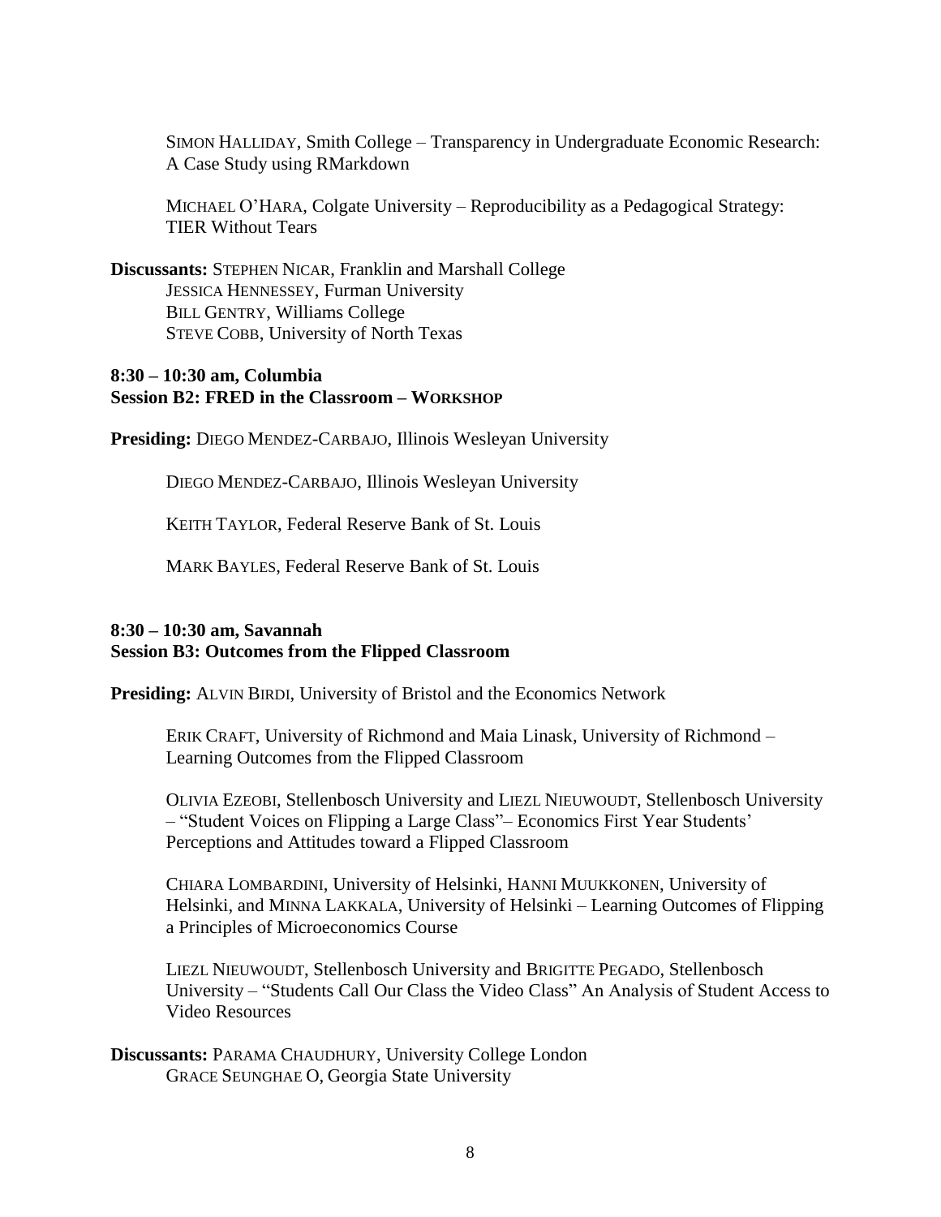SIMON HALLIDAY, Smith College – Transparency in Undergraduate Economic Research: A Case Study using RMarkdown

MICHAEL O'HARA, Colgate University – Reproducibility as a Pedagogical Strategy: TIER Without Tears

**Discussants:** STEPHEN NICAR, Franklin and Marshall College
JESSICA HENNESSEY, Furman University
BILL GENTRY, Williams College
STEVE COBB, University of North Texas

**8:30 – 10:30 am, Columbia**
**Session B2: FRED in the Classroom – WORKSHOP**

**Presiding:** DIEGO MENDEZ-CARBAJO, Illinois Wesleyan University

DIEGO MENDEZ-CARBAJO, Illinois Wesleyan University

KEITH TAYLOR, Federal Reserve Bank of St. Louis

MARK BAYLES, Federal Reserve Bank of St. Louis

**8:30 – 10:30 am, Savannah**
**Session B3: Outcomes from the Flipped Classroom**

**Presiding:** ALVIN BIRDI, University of Bristol and the Economics Network

ERIK CRAFT, University of Richmond and Maia Linask, University of Richmond – Learning Outcomes from the Flipped Classroom

OLIVIA EZEOBI, Stellenbosch University and LIEZL NIEUWOUDT, Stellenbosch University – "Student Voices on Flipping a Large Class"– Economics First Year Students' Perceptions and Attitudes toward a Flipped Classroom

CHIARA LOMBARDINI, University of Helsinki, HANNI MUUKKONEN, University of Helsinki, and MINNA LAKKALA, University of Helsinki – Learning Outcomes of Flipping a Principles of Microeconomics Course

LIEZL NIEUWOUDT, Stellenbosch University and BRIGITTE PEGADO, Stellenbosch University – "Students Call Our Class the Video Class" An Analysis of Student Access to Video Resources

**Discussants:** PARAMA CHAUDHURY, University College London
GRACE SEUNGHAE O, Georgia State University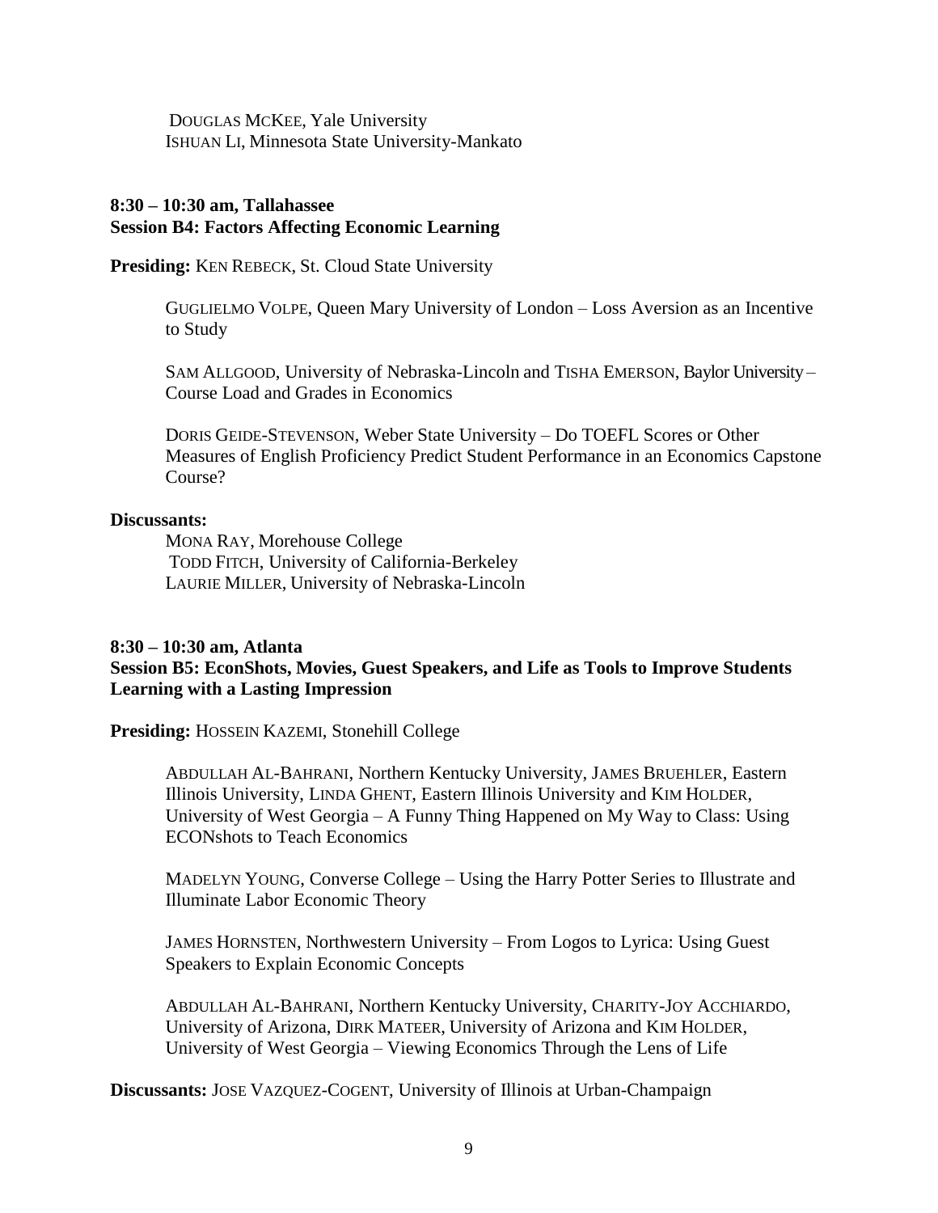DOUGLAS MCKEE, Yale University
ISHUAN LI, Minnesota State University-Mankato

**8:30 – 10:30 am, Tallahassee**
**Session B4: Factors Affecting Economic Learning**

**Presiding:** KEN REBECK, St. Cloud State University

GUGLIELMO VOLPE, Queen Mary University of London – Loss Aversion as an Incentive to Study

SAM ALLGOOD, University of Nebraska-Lincoln and TISHA EMERSON, Baylor University – Course Load and Grades in Economics

DORIS GEIDE-STEVENSON, Weber State University – Do TOEFL Scores or Other Measures of English Proficiency Predict Student Performance in an Economics Capstone Course?

**Discussants:**
MONA RAY, Morehouse College
TODD FITCH, University of California-Berkeley
LAURIE MILLER, University of Nebraska-Lincoln

**8:30 – 10:30 am, Atlanta**
**Session B5: EconShots, Movies, Guest Speakers, and Life as Tools to Improve Students Learning with a Lasting Impression**

**Presiding:** HOSSEIN KAZEMI, Stonehill College

ABDULLAH AL-BAHRANI, Northern Kentucky University, JAMES BRUEHLER, Eastern Illinois University, LINDA GHENT, Eastern Illinois University and KIM HOLDER, University of West Georgia – A Funny Thing Happened on My Way to Class: Using ECONshots to Teach Economics

MADELYN YOUNG, Converse College – Using the Harry Potter Series to Illustrate and Illuminate Labor Economic Theory

JAMES HORNSTEN, Northwestern University – From Logos to Lyrica: Using Guest Speakers to Explain Economic Concepts

ABDULLAH AL-BAHRANI, Northern Kentucky University, CHARITY-JOY ACCHIARDO, University of Arizona, DIRK MATEER, University of Arizona and KIM HOLDER, University of West Georgia – Viewing Economics Through the Lens of Life

**Discussants:** JOSE VAZQUEZ-COGENT, University of Illinois at Urban-Champaign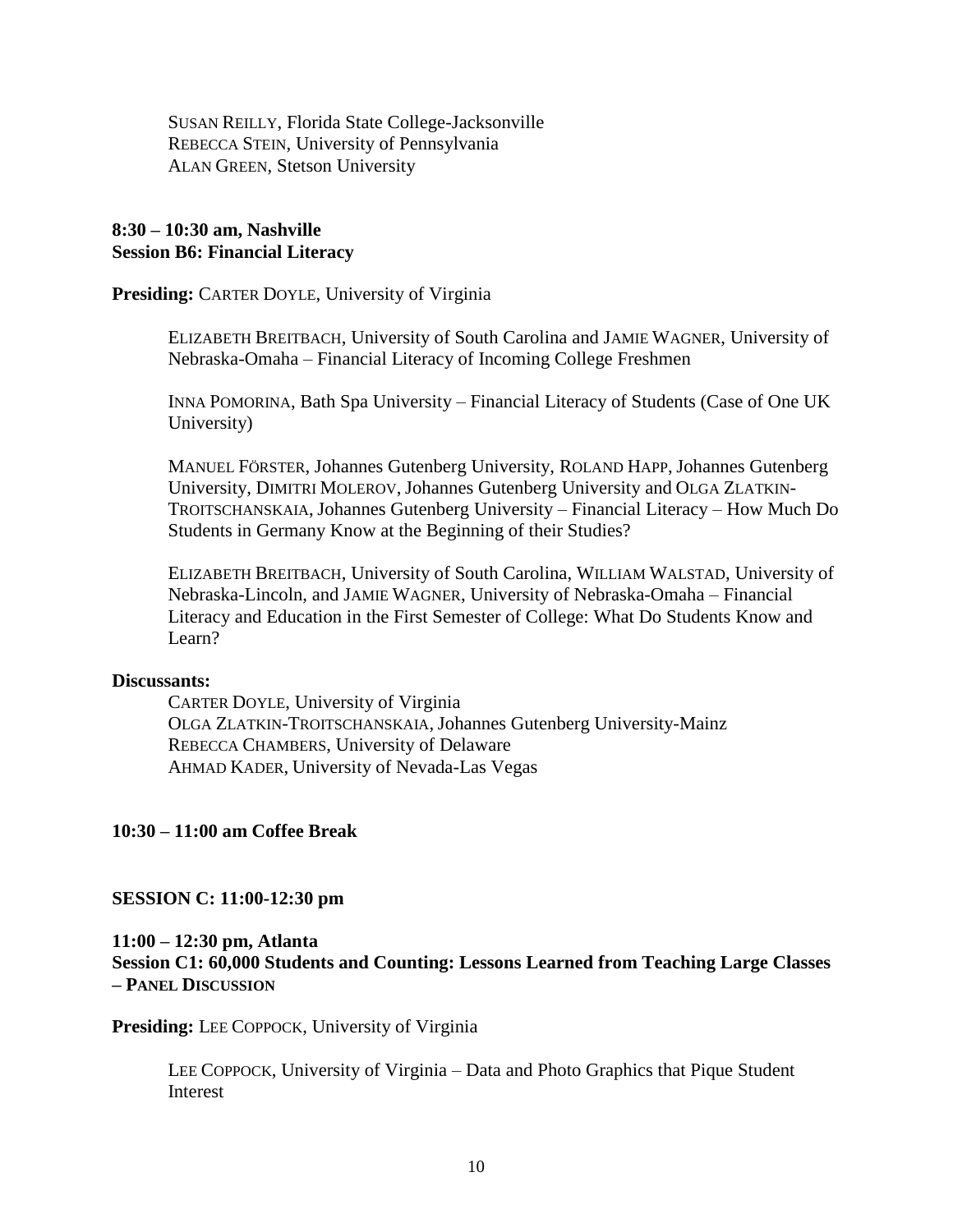SUSAN REILLY, Florida State College-Jacksonville
REBECCA STEIN, University of Pennsylvania
ALAN GREEN, Stetson University

**8:30 – 10:30 am, Nashville**
**Session B6: Financial Literacy**

**Presiding:** CARTER DOYLE, University of Virginia

ELIZABETH BREITBACH, University of South Carolina and JAMIE WAGNER, University of Nebraska-Omaha – Financial Literacy of Incoming College Freshmen

INNA POMORINA, Bath Spa University – Financial Literacy of Students (Case of One UK University)

MANUEL FÖRSTER, Johannes Gutenberg University, ROLAND HAPP, Johannes Gutenberg University, DIMITRI MOLEROV, Johannes Gutenberg University and OLGA ZLATKIN-TROITSCHANSKAIA, Johannes Gutenberg University – Financial Literacy – How Much Do Students in Germany Know at the Beginning of their Studies?

ELIZABETH BREITBACH, University of South Carolina, WILLIAM WALSTAD, University of Nebraska-Lincoln, and JAMIE WAGNER, University of Nebraska-Omaha – Financial Literacy and Education in the First Semester of College: What Do Students Know and Learn?

**Discussants:**
CARTER DOYLE, University of Virginia
OLGA ZLATKIN-TROITSCHANSKAIA, Johannes Gutenberg University-Mainz
REBECCA CHAMBERS, University of Delaware
AHMAD KADER, University of Nevada-Las Vegas

**10:30 – 11:00 am Coffee Break**

**SESSION C: 11:00-12:30 pm**

**11:00 – 12:30 pm, Atlanta**
**Session C1: 60,000 Students and Counting: Lessons Learned from Teaching Large Classes – PANEL DISCUSSION**

**Presiding:** LEE COPPOCK, University of Virginia

LEE COPPOCK, University of Virginia – Data and Photo Graphics that Pique Student Interest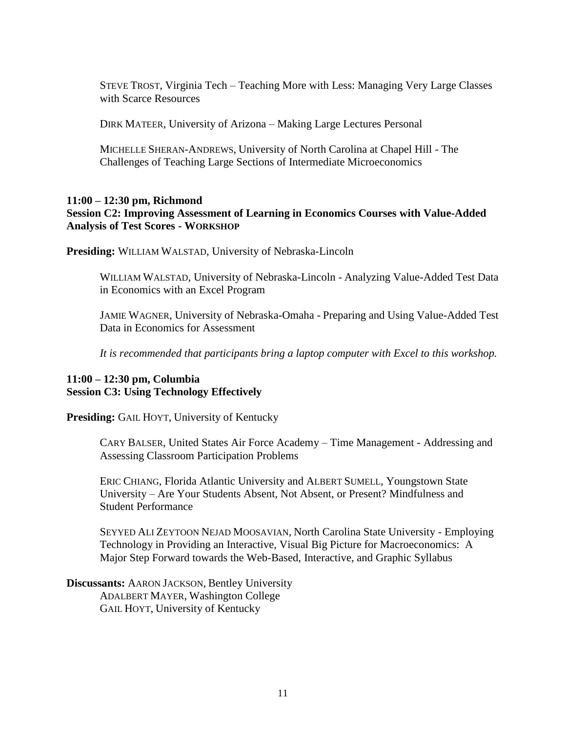STEVE TROST, Virginia Tech – Teaching More with Less: Managing Very Large Classes with Scarce Resources

DIRK MATEER, University of Arizona – Making Large Lectures Personal

MICHELLE SHERAN-ANDREWS, University of North Carolina at Chapel Hill - The Challenges of Teaching Large Sections of Intermediate Microeconomics

**11:00 – 12:30 pm, Richmond**
**Session C2: Improving Assessment of Learning in Economics Courses with Value-Added Analysis of Test Scores - WORKSHOP**

**Presiding:** WILLIAM WALSTAD, University of Nebraska-Lincoln

WILLIAM WALSTAD, University of Nebraska-Lincoln - Analyzing Value-Added Test Data in Economics with an Excel Program

JAMIE WAGNER, University of Nebraska-Omaha - Preparing and Using Value-Added Test Data in Economics for Assessment

*It is recommended that participants bring a laptop computer with Excel to this workshop.*

**11:00 – 12:30 pm, Columbia**
**Session C3: Using Technology Effectively**

**Presiding:** GAIL HOYT, University of Kentucky

CARY BALSER, United States Air Force Academy – Time Management - Addressing and Assessing Classroom Participation Problems

ERIC CHIANG, Florida Atlantic University and ALBERT SUMELL, Youngstown State University – Are Your Students Absent, Not Absent, or Present? Mindfulness and Student Performance

SEYYED ALI ZEYTOON NEJAD MOOSAVIAN, North Carolina State University - Employing Technology in Providing an Interactive, Visual Big Picture for Macroeconomics: A Major Step Forward towards the Web-Based, Interactive, and Graphic Syllabus

**Discussants:** AARON JACKSON, Bentley University
ADALBERT MAYER, Washington College
GAIL HOYT, University of Kentucky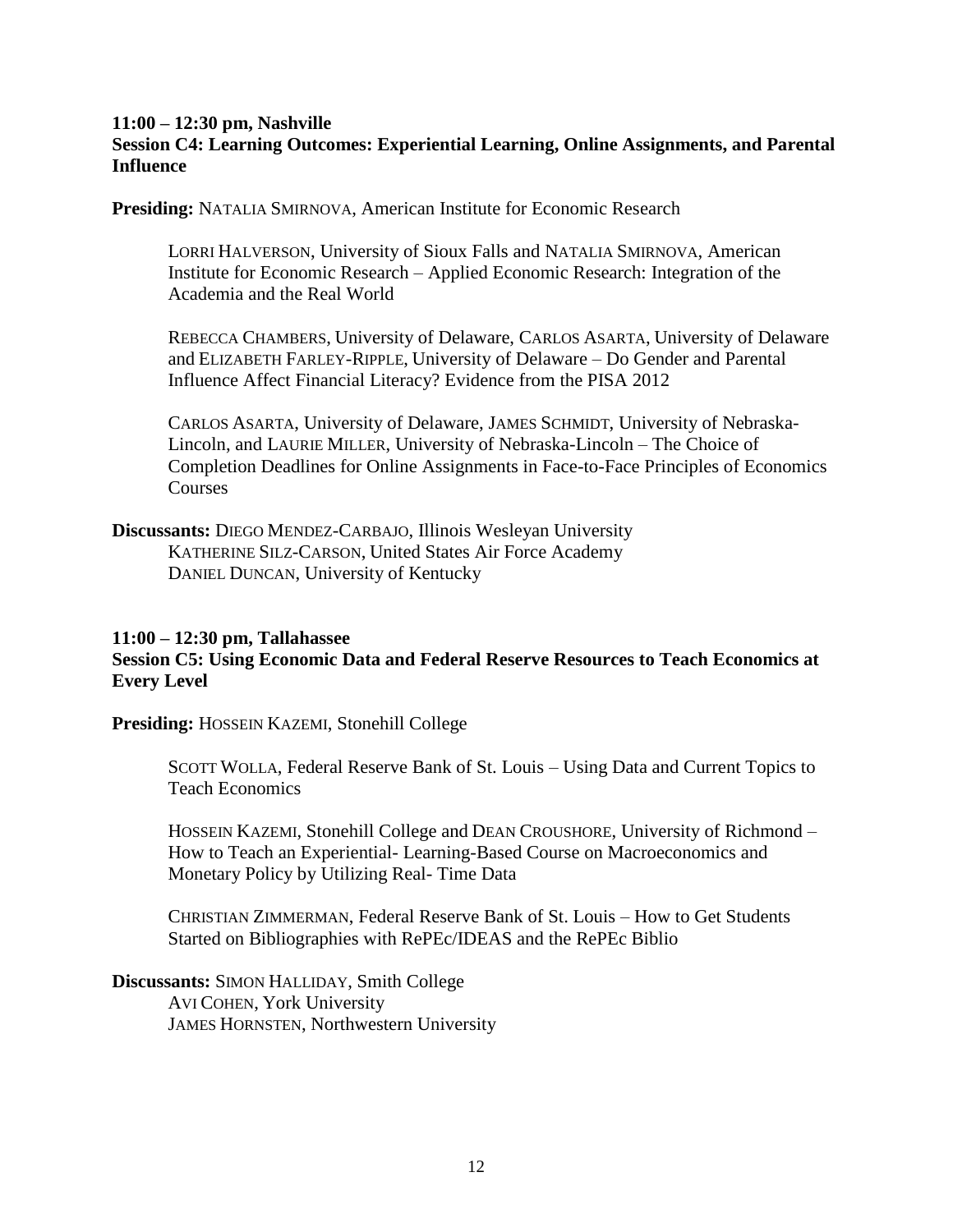**11:00 – 12:30 pm, Nashville**

**Session C4: Learning Outcomes: Experiential Learning, Online Assignments, and Parental Influence**

**Presiding:** NATALIA SMIRNOVA, American Institute for Economic Research

LORRI HALVERSON, University of Sioux Falls and NATALIA SMIRNOVA, American Institute for Economic Research – Applied Economic Research: Integration of the Academia and the Real World

REBECCA CHAMBERS, University of Delaware, CARLOS ASARTA, University of Delaware and ELIZABETH FARLEY-RIPPLE, University of Delaware – Do Gender and Parental Influence Affect Financial Literacy? Evidence from the PISA 2012

CARLOS ASARTA, University of Delaware, JAMES SCHMIDT, University of Nebraska-Lincoln, and LAURIE MILLER, University of Nebraska-Lincoln – The Choice of Completion Deadlines for Online Assignments in Face-to-Face Principles of Economics Courses

**Discussants:** DIEGO MENDEZ-CARBAJO, Illinois Wesleyan University
KATHERINE SILZ-CARSON, United States Air Force Academy
DANIEL DUNCAN, University of Kentucky

**11:00 – 12:30 pm, Tallahassee**

**Session C5: Using Economic Data and Federal Reserve Resources to Teach Economics at Every Level**

**Presiding:** HOSSEIN KAZEMI, Stonehill College

SCOTT WOLLA, Federal Reserve Bank of St. Louis – Using Data and Current Topics to Teach Economics

HOSSEIN KAZEMI, Stonehill College and DEAN CROUSHORE, University of Richmond – How to Teach an Experiential- Learning-Based Course on Macroeconomics and Monetary Policy by Utilizing Real- Time Data

CHRISTIAN ZIMMERMAN, Federal Reserve Bank of St. Louis – How to Get Students Started on Bibliographies with RePEc/IDEAS and the RePEc Biblio

**Discussants:** SIMON HALLIDAY, Smith College
AVI COHEN, York University
JAMES HORNSTEN, Northwestern University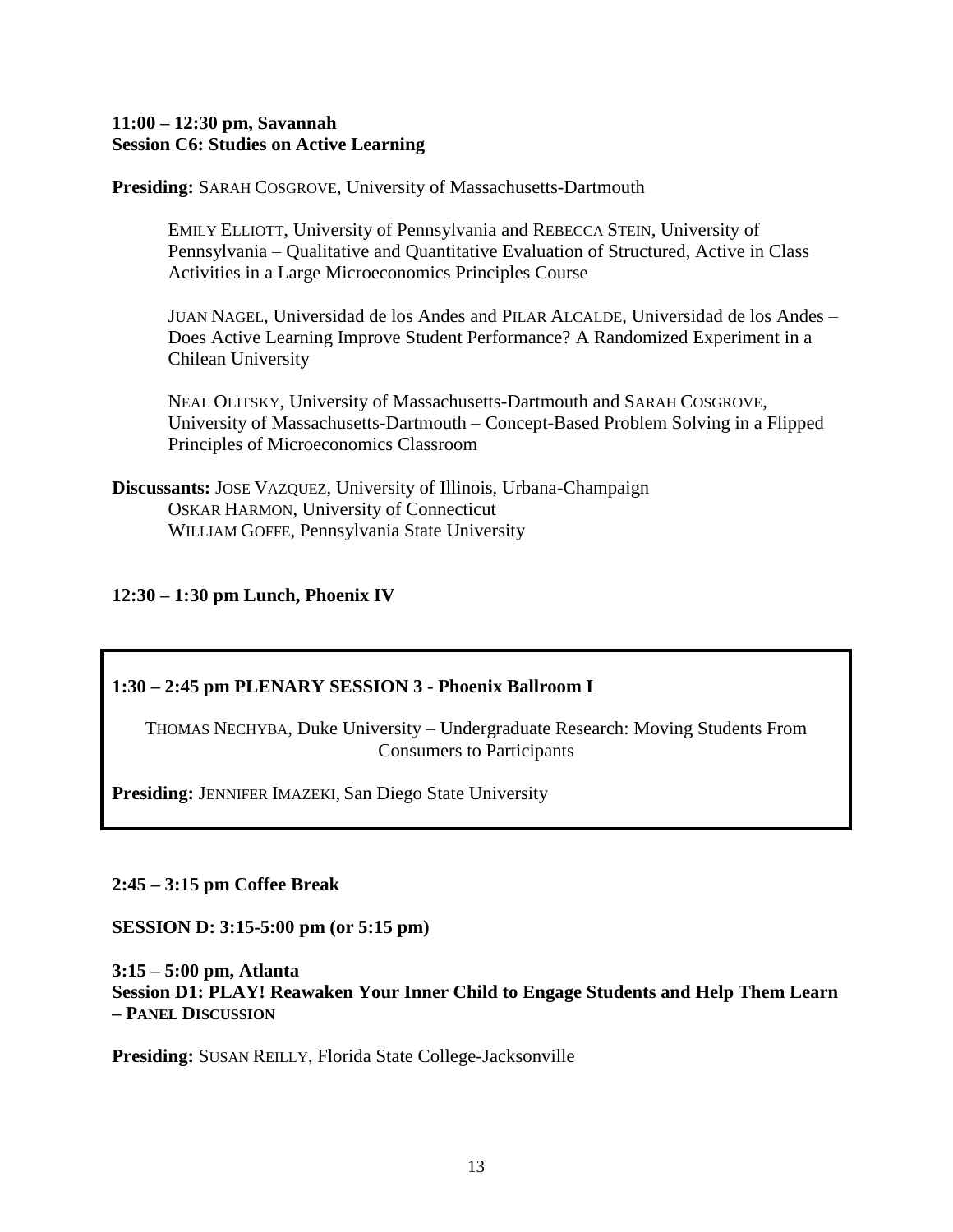**11:00 – 12:30 pm, Savannah**
**Session C6: Studies on Active Learning**

**Presiding:** SARAH COSGROVE, University of Massachusetts-Dartmouth

EMILY ELLIOTT, University of Pennsylvania and REBECCA STEIN, University of Pennsylvania – Qualitative and Quantitative Evaluation of Structured, Active in Class Activities in a Large Microeconomics Principles Course

JUAN NAGEL, Universidad de los Andes and PILAR ALCALDE, Universidad de los Andes – Does Active Learning Improve Student Performance? A Randomized Experiment in a Chilean University

NEAL OLITSKY, University of Massachusetts-Dartmouth and SARAH COSGROVE, University of Massachusetts-Dartmouth – Concept-Based Problem Solving in a Flipped Principles of Microeconomics Classroom

**Discussants:** JOSE VAZQUEZ, University of Illinois, Urbana-Champaign
OSKAR HARMON, University of Connecticut
WILLIAM GOFFE, Pennsylvania State University

**12:30 – 1:30 pm Lunch, Phoenix IV**

**1:30 – 2:45 pm PLENARY SESSION 3 - Phoenix Ballroom I**

THOMAS NECHYBA, Duke University – Undergraduate Research: Moving Students From Consumers to Participants

**Presiding:** JENNIFER IMAZEKI, San Diego State University

**2:45 – 3:15 pm Coffee Break**

**SESSION D: 3:15-5:00 pm (or 5:15 pm)**

**3:15 – 5:00 pm, Atlanta**
**Session D1: PLAY! Reawaken Your Inner Child to Engage Students and Help Them Learn – PANEL DISCUSSION**

**Presiding:** SUSAN REILLY, Florida State College-Jacksonville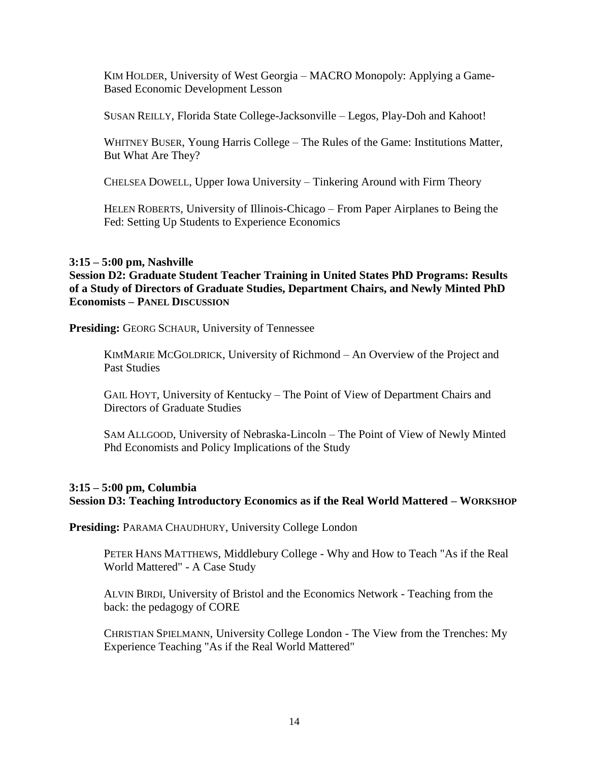KIM HOLDER, University of West Georgia – MACRO Monopoly: Applying a Game-Based Economic Development Lesson

SUSAN REILLY, Florida State College-Jacksonville – Legos, Play-Doh and Kahoot!

WHITNEY BUSER, Young Harris College – The Rules of the Game: Institutions Matter, But What Are They?

CHELSEA DOWELL, Upper Iowa University – Tinkering Around with Firm Theory

HELEN ROBERTS, University of Illinois-Chicago – From Paper Airplanes to Being the Fed: Setting Up Students to Experience Economics

**3:15 – 5:00 pm, Nashville**
**Session D2: Graduate Student Teacher Training in United States PhD Programs: Results of a Study of Directors of Graduate Studies, Department Chairs, and Newly Minted PhD Economists – PANEL DISCUSSION**

**Presiding:** GEORG SCHAUR, University of Tennessee

KIMMARIE MCGOLDRICK, University of Richmond – An Overview of the Project and Past Studies

GAIL HOYT, University of Kentucky – The Point of View of Department Chairs and Directors of Graduate Studies

SAM ALLGOOD, University of Nebraska-Lincoln – The Point of View of Newly Minted Phd Economists and Policy Implications of the Study

**3:15 – 5:00 pm, Columbia**
**Session D3: Teaching Introductory Economics as if the Real World Mattered – WORKSHOP**

**Presiding:** PARAMA CHAUDHURY, University College London

PETER HANS MATTHEWS, Middlebury College - Why and How to Teach "As if the Real World Mattered" - A Case Study

ALVIN BIRDI, University of Bristol and the Economics Network - Teaching from the back: the pedagogy of CORE

CHRISTIAN SPIELMANN, University College London - The View from the Trenches: My Experience Teaching "As if the Real World Mattered"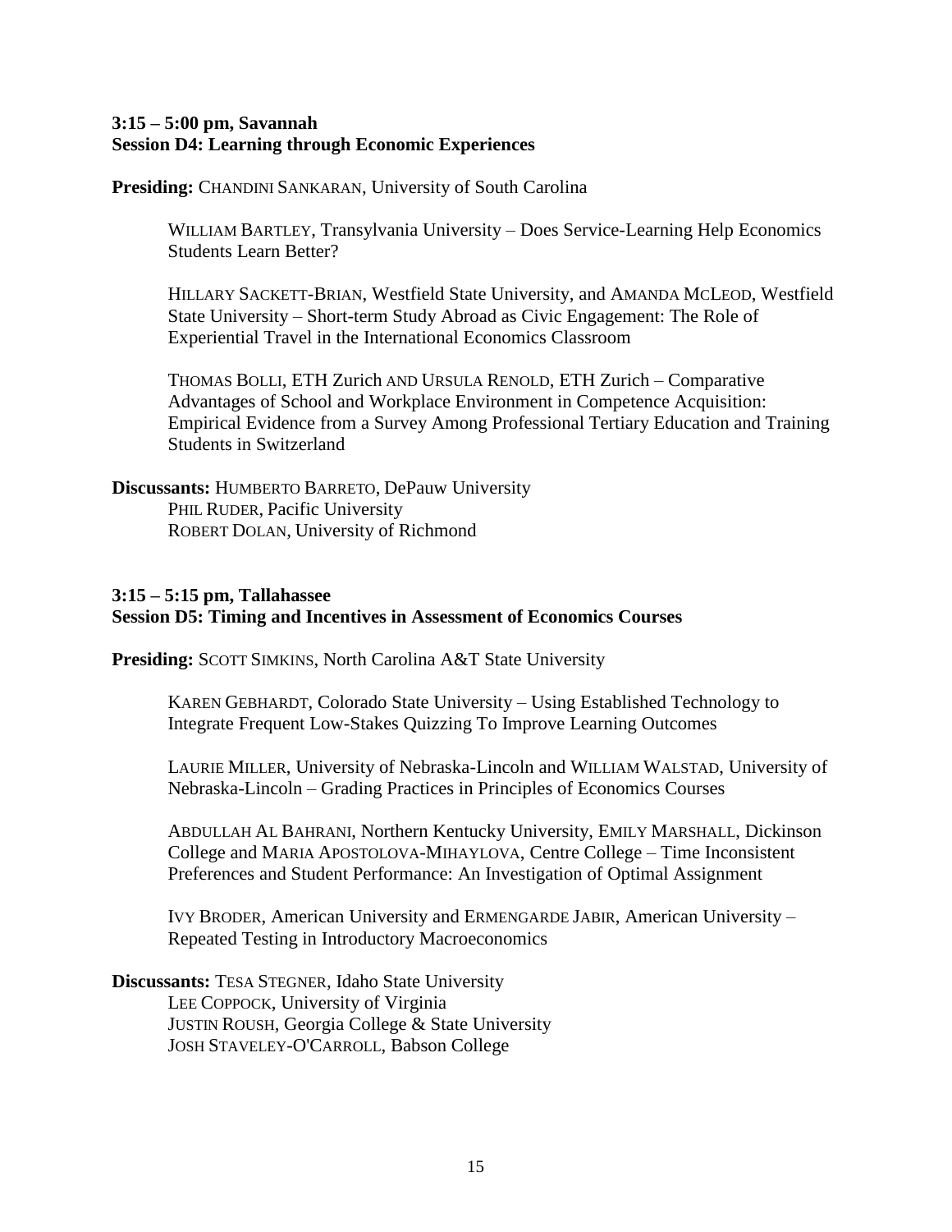**3:15 – 5:00 pm, Savannah**
**Session D4: Learning through Economic Experiences**

**Presiding:** CHANDINI SANKARAN, University of South Carolina

WILLIAM BARTLEY, Transylvania University – Does Service-Learning Help Economics Students Learn Better?

HILLARY SACKETT-BRIAN, Westfield State University, and AMANDA MCLEOD, Westfield State University – Short-term Study Abroad as Civic Engagement: The Role of Experiential Travel in the International Economics Classroom

THOMAS BOLLI, ETH Zurich AND URSULA RENOLD, ETH Zurich – Comparative Advantages of School and Workplace Environment in Competence Acquisition: Empirical Evidence from a Survey Among Professional Tertiary Education and Training Students in Switzerland

**Discussants:** HUMBERTO BARRETO, DePauw University
PHIL RUDER, Pacific University
ROBERT DOLAN, University of Richmond

**3:15 – 5:15 pm, Tallahassee**
**Session D5: Timing and Incentives in Assessment of Economics Courses**

**Presiding:** SCOTT SIMKINS, North Carolina A&T State University

KAREN GEBHARDT, Colorado State University – Using Established Technology to Integrate Frequent Low-Stakes Quizzing To Improve Learning Outcomes

LAURIE MILLER, University of Nebraska-Lincoln and WILLIAM WALSTAD, University of Nebraska-Lincoln – Grading Practices in Principles of Economics Courses

ABDULLAH AL BAHRANI, Northern Kentucky University, EMILY MARSHALL, Dickinson College and MARIA APOSTOLOVA-MIHAYLOVA, Centre College – Time Inconsistent Preferences and Student Performance: An Investigation of Optimal Assignment

IVY BRODER, American University and ERMENGARDE JABIR, American University – Repeated Testing in Introductory Macroeconomics

**Discussants:** TESA STEGNER, Idaho State University
LEE COPPOCK, University of Virginia
JUSTIN ROUSH, Georgia College & State University
JOSH STAVELEY-O'CARROLL, Babson College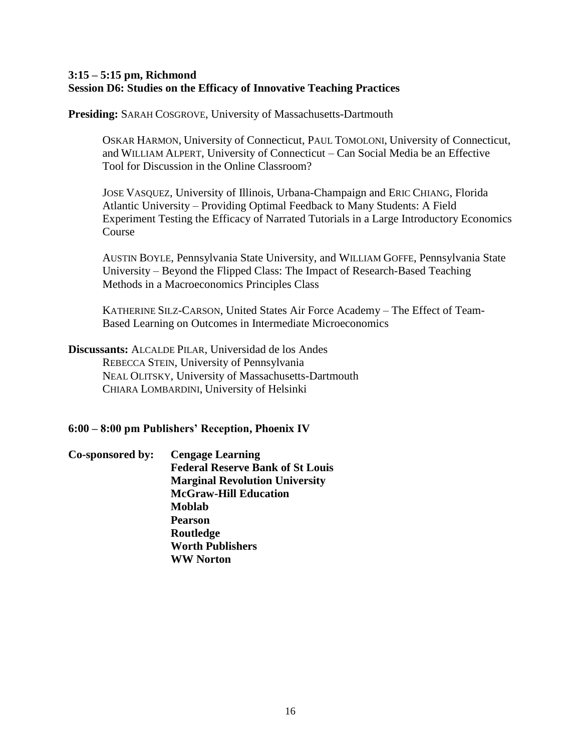**3:15 – 5:15 pm, Richmond**
**Session D6: Studies on the Efficacy of Innovative Teaching Practices**

**Presiding:** SARAH COSGROVE, University of Massachusetts-Dartmouth

OSKAR HARMON, University of Connecticut, PAUL TOMOLONI, University of Connecticut, and WILLIAM ALPERT, University of Connecticut – Can Social Media be an Effective Tool for Discussion in the Online Classroom?

JOSE VASQUEZ, University of Illinois, Urbana-Champaign and ERIC CHIANG, Florida Atlantic University – Providing Optimal Feedback to Many Students: A Field Experiment Testing the Efficacy of Narrated Tutorials in a Large Introductory Economics Course

AUSTIN BOYLE, Pennsylvania State University, and WILLIAM GOFFE, Pennsylvania State University – Beyond the Flipped Class: The Impact of Research-Based Teaching Methods in a Macroeconomics Principles Class

KATHERINE SILZ-CARSON, United States Air Force Academy – The Effect of Team-Based Learning on Outcomes in Intermediate Microeconomics

**Discussants:** ALCALDE PILAR, Universidad de los Andes
REBECCA STEIN, University of Pennsylvania
NEAL OLITSKY, University of Massachusetts-Dartmouth
CHIARA LOMBARDINI, University of Helsinki

**6:00 – 8:00 pm Publishers' Reception, Phoenix IV**

**Co-sponsored by:**
**Cengage Learning**
**Federal Reserve Bank of St Louis**
**Marginal Revolution University**
**McGraw-Hill Education**
**Moblab**
**Pearson**
**Routledge**
**Worth Publishers**
**WW Norton**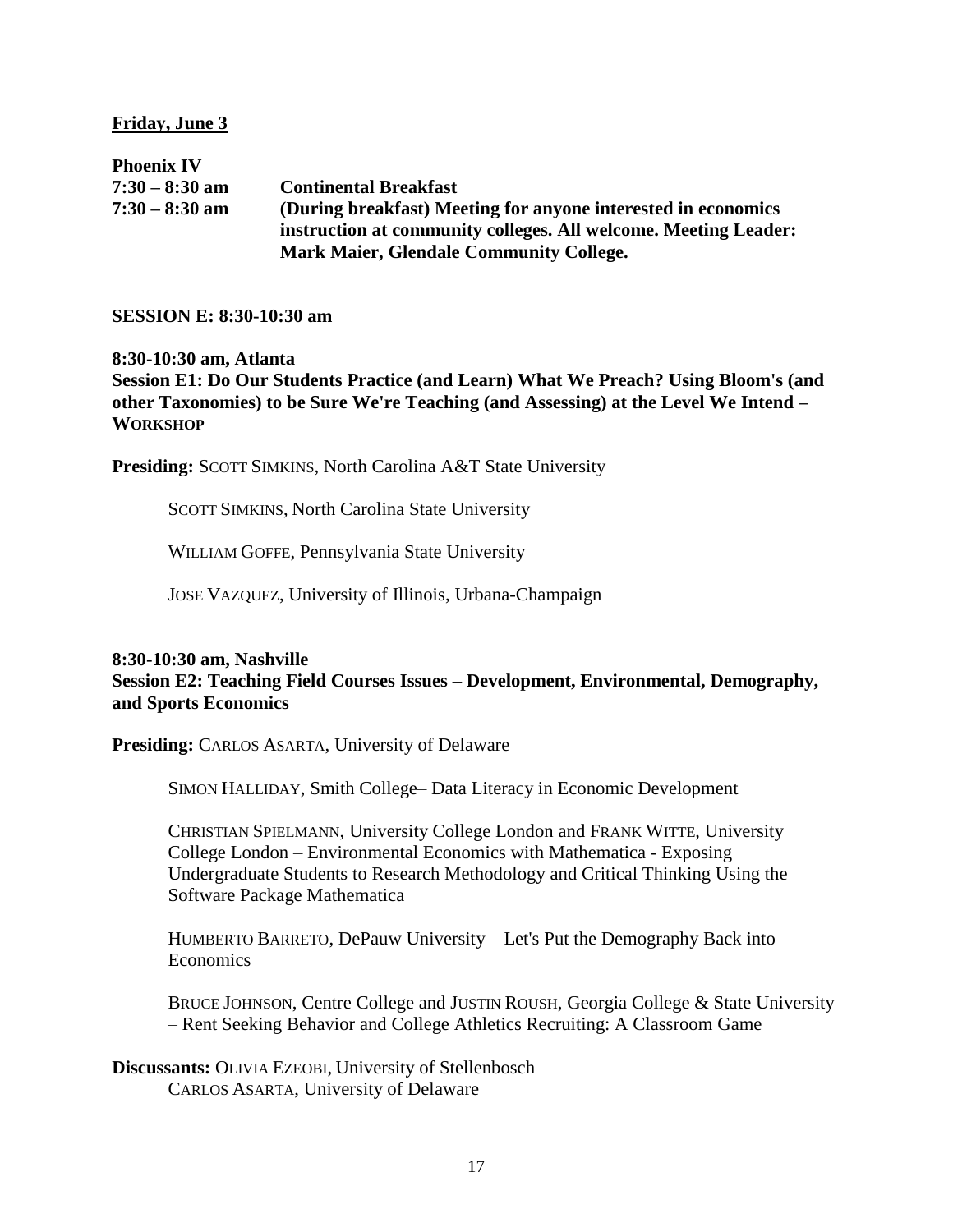**Friday, June 3**

**Phoenix IV**

**7:30 – 8:30 am** **Continental Breakfast**

**7:30 – 8:30 am** **(During breakfast) Meeting for anyone interested in economics instruction at community colleges. All welcome. Meeting Leader: Mark Maier, Glendale Community College.**

**SESSION E: 8:30-10:30 am**

**8:30-10:30 am, Atlanta**
**Session E1: Do Our Students Practice (and Learn) What We Preach? Using Bloom's (and other Taxonomies) to be Sure We're Teaching (and Assessing) at the Level We Intend – WORKSHOP**

**Presiding:** SCOTT SIMKINS, North Carolina A&T State University

SCOTT SIMKINS, North Carolina State University

WILLIAM GOFFE, Pennsylvania State University

JOSE VAZQUEZ, University of Illinois, Urbana-Champaign

**8:30-10:30 am, Nashville**
**Session E2: Teaching Field Courses Issues – Development, Environmental, Demography, and Sports Economics**

**Presiding:** CARLOS ASARTA, University of Delaware

SIMON HALLIDAY, Smith College– Data Literacy in Economic Development

CHRISTIAN SPIELMANN, University College London and FRANK WITTE, University College London – Environmental Economics with Mathematica - Exposing Undergraduate Students to Research Methodology and Critical Thinking Using the Software Package Mathematica

HUMBERTO BARRETO, DePauw University – Let's Put the Demography Back into Economics

BRUCE JOHNSON, Centre College and JUSTIN ROUSH, Georgia College & State University – Rent Seeking Behavior and College Athletics Recruiting: A Classroom Game

**Discussants:** OLIVIA EZEOBI, University of Stellenbosch
CARLOS ASARTA, University of Delaware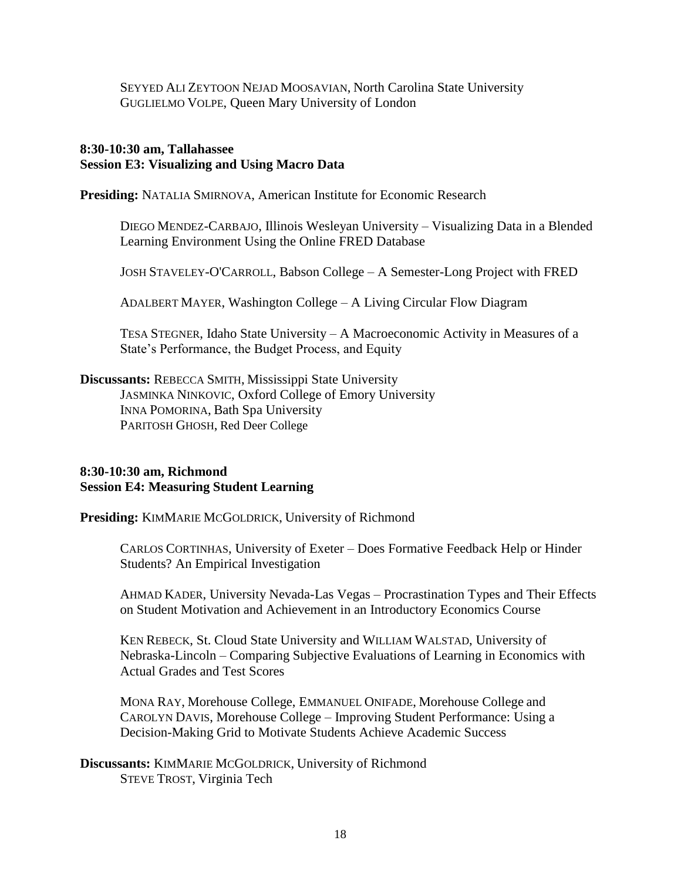SEYYED ALI ZEYTOON NEJAD MOOSAVIAN, North Carolina State University
GUGLIELMO VOLPE, Queen Mary University of London

**8:30-10:30 am, Tallahassee**
**Session E3: Visualizing and Using Macro Data**

**Presiding:** NATALIA SMIRNOVA, American Institute for Economic Research

DIEGO MENDEZ-CARBAJO, Illinois Wesleyan University – Visualizing Data in a Blended Learning Environment Using the Online FRED Database

JOSH STAVELEY-O'CARROLL, Babson College – A Semester-Long Project with FRED

ADALBERT MAYER, Washington College – A Living Circular Flow Diagram

TESA STEGNER, Idaho State University – A Macroeconomic Activity in Measures of a State's Performance, the Budget Process, and Equity

**Discussants:** REBECCA SMITH, Mississippi State University
JASMINKA NINKOVIC, Oxford College of Emory University
INNA POMORINA, Bath Spa University
PARITOSH GHOSH, Red Deer College

**8:30-10:30 am, Richmond**
**Session E4: Measuring Student Learning**

**Presiding:** KIMMARIE MCGOLDRICK, University of Richmond

CARLOS CORTINHAS, University of Exeter – Does Formative Feedback Help or Hinder Students? An Empirical Investigation

AHMAD KADER, University Nevada-Las Vegas – Procrastination Types and Their Effects on Student Motivation and Achievement in an Introductory Economics Course

KEN REBECK, St. Cloud State University and WILLIAM WALSTAD, University of Nebraska-Lincoln – Comparing Subjective Evaluations of Learning in Economics with Actual Grades and Test Scores

MONA RAY, Morehouse College, EMMANUEL ONIFADE, Morehouse College and CAROLYN DAVIS, Morehouse College – Improving Student Performance: Using a Decision-Making Grid to Motivate Students Achieve Academic Success

**Discussants:** KIMMARIE MCGOLDRICK, University of Richmond
STEVE TROST, Virginia Tech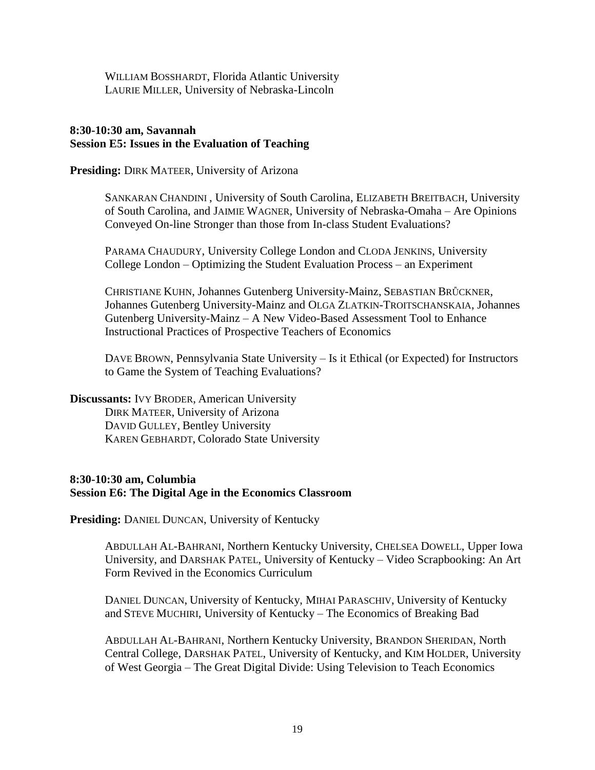WILLIAM BOSSHARDT, Florida Atlantic University
LAURIE MILLER, University of Nebraska-Lincoln

**8:30-10:30 am, Savannah**
**Session E5: Issues in the Evaluation of Teaching**

**Presiding:** DIRK MATEER, University of Arizona

SANKARAN CHANDINI , University of South Carolina, ELIZABETH BREITBACH, University of South Carolina, and JAIMIE WAGNER, University of Nebraska-Omaha – Are Opinions Conveyed On-line Stronger than those from In-class Student Evaluations?

PARAMA CHAUDURY, University College London and CLODA JENKINS, University College London – Optimizing the Student Evaluation Process – an Experiment

CHRISTIANE KUHN, Johannes Gutenberg University-Mainz, SEBASTIAN BRÜCKNER, Johannes Gutenberg University-Mainz and OLGA ZLATKIN-TROITSCHANSKAIA, Johannes Gutenberg University-Mainz – A New Video-Based Assessment Tool to Enhance Instructional Practices of Prospective Teachers of Economics

DAVE BROWN, Pennsylvania State University – Is it Ethical (or Expected) for Instructors to Game the System of Teaching Evaluations?

**Discussants:** IVY BRODER, American University
DIRK MATEER, University of Arizona
DAVID GULLEY, Bentley University
KAREN GEBHARDT, Colorado State University

**8:30-10:30 am, Columbia**
**Session E6: The Digital Age in the Economics Classroom**

**Presiding:** DANIEL DUNCAN, University of Kentucky

ABDULLAH AL-BAHRANI, Northern Kentucky University, CHELSEA DOWELL, Upper Iowa University, and DARSHAK PATEL, University of Kentucky – Video Scrapbooking: An Art Form Revived in the Economics Curriculum

DANIEL DUNCAN, University of Kentucky, MIHAI PARASCHIV, University of Kentucky and STEVE MUCHIRI, University of Kentucky – The Economics of Breaking Bad

ABDULLAH AL-BAHRANI, Northern Kentucky University, BRANDON SHERIDAN, North Central College, DARSHAK PATEL, University of Kentucky, and KIM HOLDER, University of West Georgia – The Great Digital Divide: Using Television to Teach Economics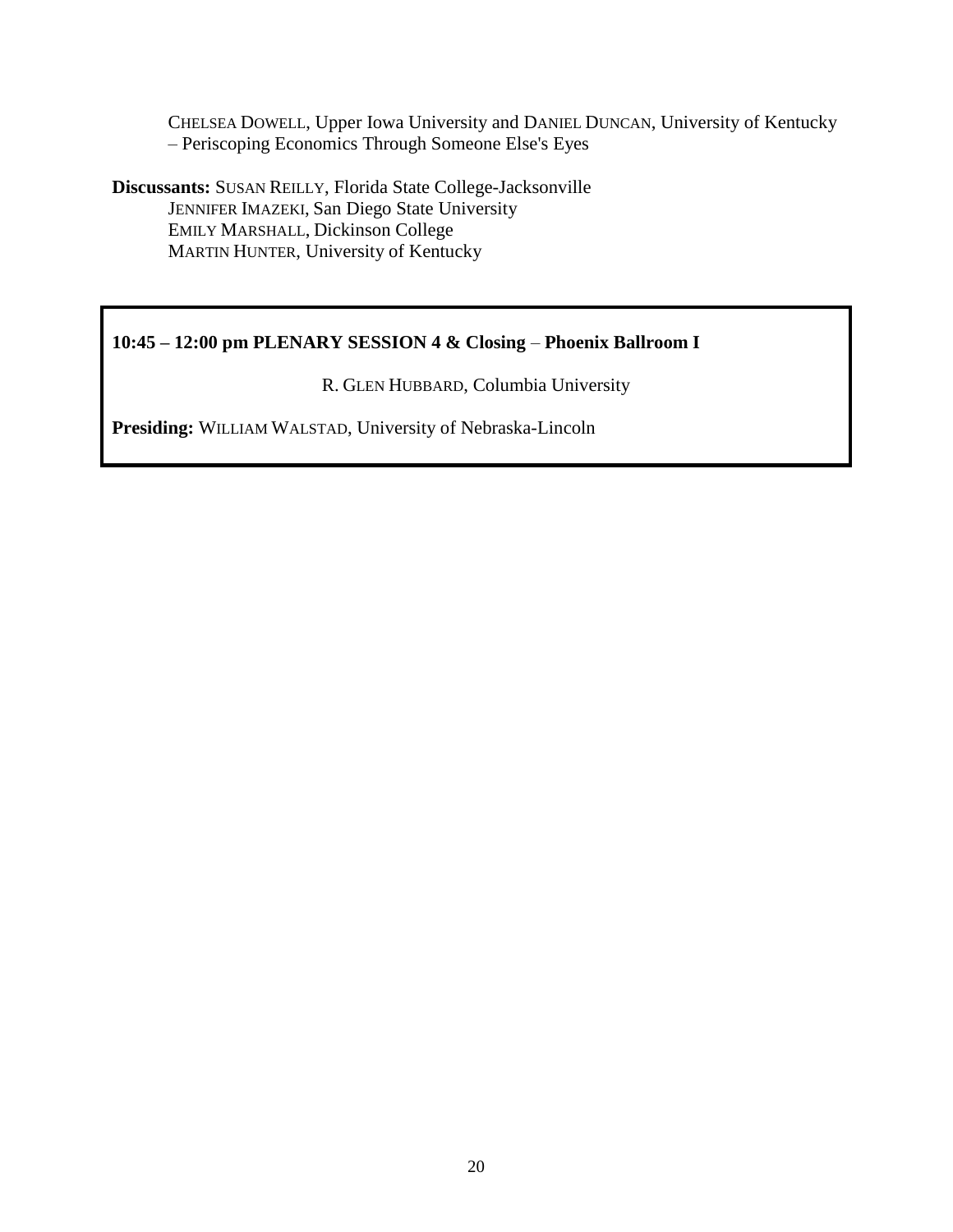CHELSEA DOWELL, Upper Iowa University and DANIEL DUNCAN, University of Kentucky – Periscoping Economics Through Someone Else's Eyes

**Discussants:** SUSAN REILLY, Florida State College-Jacksonville
JENNIFER IMAZEKI, San Diego State University
EMILY MARSHALL, Dickinson College
MARTIN HUNTER, University of Kentucky

**10:45 – 12:00 pm PLENARY SESSION 4 & Closing – Phoenix Ballroom I**

R. GLEN HUBBARD, Columbia University

**Presiding:** WILLIAM WALSTAD, University of Nebraska-Lincoln